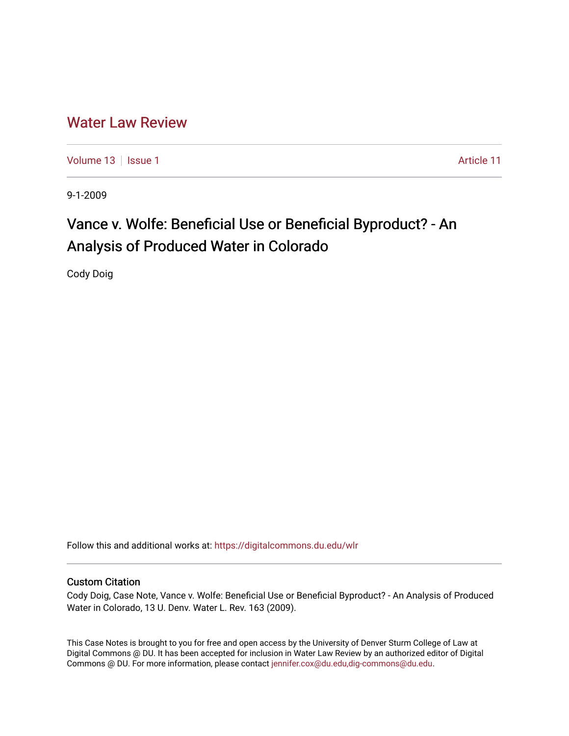# Water Law Review

Volume 13 | Issue 1 Article 11

9-1-2009

## Vance v. Wolfe: Beneficial Use or Beneficial Byproduct? - An Analysis of Produced Water in Colorado

Cody Doig

Follow this and additional works at: https://digitalcommons.du.edu/wlr

### Custom Citation

Cody Doig, Case Note, Vance v. Wolfe: Beneficial Use or Beneficial Byproduct? - An Analysis of Produced Water in Colorado, 13 U. Denv. Water L. Rev. 163 (2009).

This Case Notes is brought to you for free and open access by the University of Denver Sturm College of Law at Digital Commons @ DU. It has been accepted for inclusion in Water Law Review by an authorized editor of Digital Commons @ DU. For more information, please contact jennifer.cox@du.edu,dig-commons@du.edu.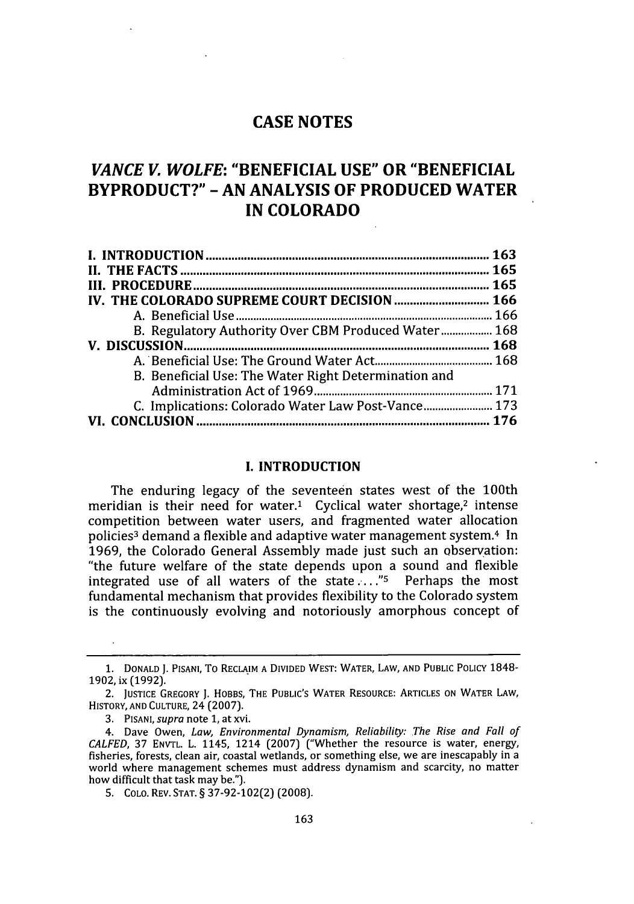# CASE NOTES

## *VANCE V. WOLFE*: "BENEFICIAL USE" OR "BENEFICIAL BYPRODUCT?" - AN ANALYSIS OF PRODUCED WATER IN COLORADO

I. INTRODUCTION ........................................................................................ 163
II. THE FACTS ................................................................................................ 165
III. PROCEDURE ............................................................................................ 165
IV. THE COLORADO SUPREME COURT DECISION .............................. 166
  A. Beneficial Use ....................................................................................... 166
  B. Regulatory Authority Over CBM Produced Water .................. 168
V. DISCUSSION ................................................................................................ 168
  A. Beneficial Use: The Ground Water Act ........................................ 168
  B. Beneficial Use: The Water Right Determination and Administration Act of 1969 ............................................................ 171
  C. Implications: Colorado Water Law Post-Vance ........................ 173
VI. CONCLUSION ........................................................................................... 176

### I. INTRODUCTION

The enduring legacy of the seventeen states west of the 100th meridian is their need for water.[1] Cyclical water shortage,[2] intense competition between water users, and fragmented water allocation policies[3] demand a flexible and adaptive water management system.[4] In 1969, the Colorado General Assembly made just such an observation: "the future welfare of the state depends upon a sound and flexible integrated use of all waters of the state . . . ."[5] Perhaps the most fundamental mechanism that provides flexibility to the Colorado system is the continuously evolving and notoriously amorphous concept of

---

1. DONALD J. PISANI, TO RECLAIM A DIVIDED WEST: WATER, LAW, AND PUBLIC POLICY 1848-1902, ix (1992).
2. JUSTICE GREGORY J. HOBBS, THE PUBLIC'S WATER RESOURCE: ARTICLES ON WATER LAW, HISTORY, AND CULTURE, 24 (2007).
3. PISANI, *supra* note 1, at xvi.
4. Dave Owen, *Law, Environmental Dynamism, Reliability: The Rise and Fall of CALFED*, 37 ENVTL. L. 1145, 1214 (2007) ("Whether the resource is water, energy, fisheries, forests, clean air, coastal wetlands, or something else, we are inescapably in a world where management schemes must address dynamism and scarcity, no matter how difficult that task may be.").
5. COLO. REV. STAT. § 37-92-102(2) (2008).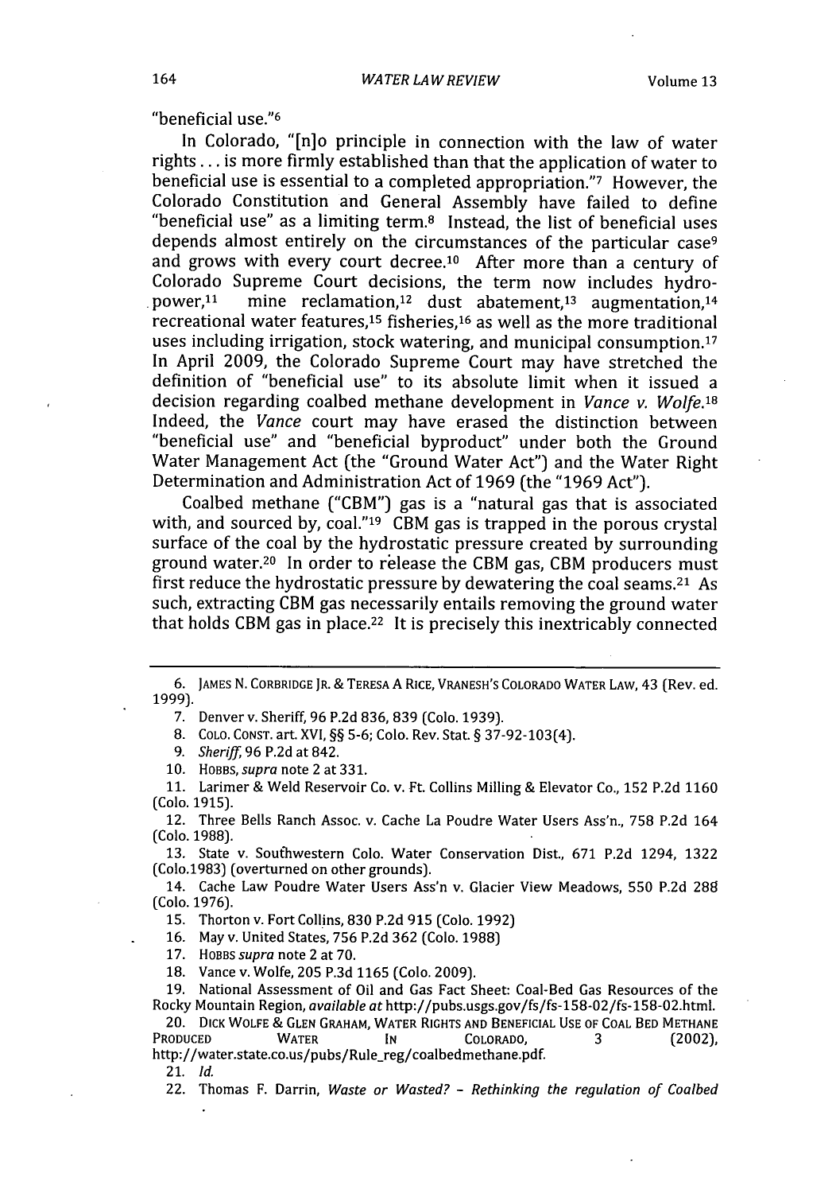"beneficial use."[6]

In Colorado, "[n]o principle in connection with the law of water rights . . . is more firmly established than that the application of water to beneficial use is essential to a completed appropriation."[7] However, the Colorado Constitution and General Assembly have failed to define "beneficial use" as a limiting term.[8] Instead, the list of beneficial uses depends almost entirely on the circumstances of the particular case[9] and grows with every court decree.[10] After more than a century of Colorado Supreme Court decisions, the term now includes hydropower,[11] mine reclamation,[12] dust abatement,[13] augmentation,[14] recreational water features,[15] fisheries,[16] as well as the more traditional uses including irrigation, stock watering, and municipal consumption.[17] In April 2009, the Colorado Supreme Court may have stretched the definition of "beneficial use" to its absolute limit when it issued a decision regarding coalbed methane development in *Vance v. Wolfe*.[18] Indeed, the *Vance* court may have erased the distinction between "beneficial use" and "beneficial byproduct" under both the Ground Water Management Act (the "Ground Water Act") and the Water Right Determination and Administration Act of 1969 (the "1969 Act").

Coalbed methane ("CBM") gas is a "natural gas that is associated with, and sourced by, coal."[19] CBM gas is trapped in the porous crystal surface of the coal by the hydrostatic pressure created by surrounding ground water.[20] In order to release the CBM gas, CBM producers must first reduce the hydrostatic pressure by dewatering the coal seams.[21] As such, extracting CBM gas necessarily entails removing the ground water that holds CBM gas in place.[22] It is precisely this inextricably connected

---

6. JAMES N. CORBRIDGE JR. & TERESA A RICE, VRANESH'S COLORADO WATER LAW, 43 (Rev. ed. 1999).

7. Denver v. Sheriff, 96 P.2d 836, 839 (Colo. 1939).

8. COLO. CONST. art. XVI, §§ 5-6; Colo. Rev. Stat. § 37-92-103(4).

9. *Sheriff*, 96 P.2d at 842.

10. HOBBS, *supra* note 2 at 331.

11. Larimer & Weld Reservoir Co. v. Ft. Collins Milling & Elevator Co., 152 P.2d 1160 (Colo. 1915).

12. Three Bells Ranch Assoc. v. Cache La Poudre Water Users Ass'n., 758 P.2d 164 (Colo. 1988).

13. State v. Southwestern Colo. Water Conservation Dist., 671 P.2d 1294, 1322 (Colo.1983) (overturned on other grounds).

14. Cache Law Poudre Water Users Ass'n v. Glacier View Meadows, 550 P.2d 288 (Colo. 1976).

15. Thorton v. Fort Collins, 830 P.2d 915 (Colo. 1992)

16. May v. United States, 756 P.2d 362 (Colo. 1988)

17. HOBBS *supra* note 2 at 70.

18. Vance v. Wolfe, 205 P.3d 1165 (Colo. 2009).

19. National Assessment of Oil and Gas Fact Sheet: Coal-Bed Gas Resources of the Rocky Mountain Region, *available at* http://pubs.usgs.gov/fs/fs-158-02/fs-158-02.html.

20. DICK WOLFE & GLEN GRAHAM, WATER RIGHTS AND BENEFICIAL USE OF COAL BED METHANE PRODUCED WATER IN COLORADO, 3 (2002), http://water.state.co.us/pubs/Rule_reg/coalbedmethane.pdf.

21. *Id.*

22. Thomas F. Darrin, *Waste or Wasted? - Rethinking the regulation of Coalbed*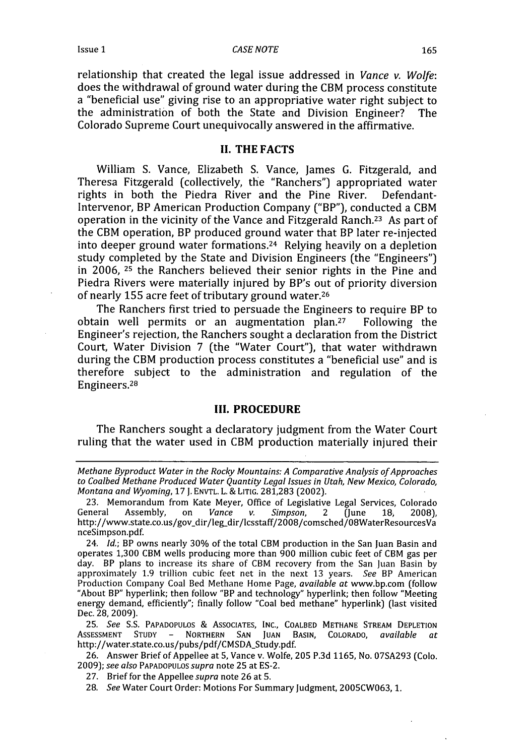relationship that created the legal issue addressed in *Vance v. Wolfe*: does the withdrawal of ground water during the CBM process constitute a "beneficial use" giving rise to an appropriative water right subject to the administration of both the State and Division Engineer? The Colorado Supreme Court unequivocally answered in the affirmative.

## II. THE FACTS

William S. Vance, Elizabeth S. Vance, James G. Fitzgerald, and Theresa Fitzgerald (collectively, the "Ranchers") appropriated water rights in both the Piedra River and the Pine River. Defendant-Intervenor, BP American Production Company ("BP"), conducted a CBM operation in the vicinity of the Vance and Fitzgerald Ranch.[23] As part of the CBM operation, BP produced ground water that BP later re-injected into deeper ground water formations.[24] Relying heavily on a depletion study completed by the State and Division Engineers (the "Engineers") in 2006, [25] the Ranchers believed their senior rights in the Pine and Piedra Rivers were materially injured by BP's out of priority diversion of nearly 155 acre feet of tributary ground water.[26]

The Ranchers first tried to persuade the Engineers to require BP to obtain well permits or an augmentation plan.[27] Following the Engineer's rejection, the Ranchers sought a declaration from the District Court, Water Division 7 (the "Water Court"), that water withdrawn during the CBM production process constitutes a "beneficial use" and is therefore subject to the administration and regulation of the Engineers.[28]

## III. PROCEDURE

The Ranchers sought a declaratory judgment from the Water Court ruling that the water used in CBM production materially injured their

---

*Methane Byproduct Water in the Rocky Mountains: A Comparative Analysis of Approaches to Coalbed Methane Produced Water Quantity Legal Issues in Utah, New Mexico, Colorado, Montana and Wyoming*, 17 J. ENVTL. L. & LITIG. 281,283 (2002).

23. Memorandum from Kate Meyer, Office of Legislative Legal Services, Colorado General Assembly, on *Vance v. Simpson*, 2 (June 18, 2008), http://www.state.co.us/gov_dir/leg_dir/lcsstaff/2008/comsched/08WaterResourcesVanceSimpson.pdf.

24. *Id.*; BP owns nearly 30% of the total CBM production in the San Juan Basin and operates 1,300 CBM wells producing more than 900 million cubic feet of CBM gas per day. BP plans to increase its share of CBM recovery from the San Juan Basin by approximately 1.9 trillion cubic feet net in the next 13 years. *See* BP American Production Company Coal Bed Methane Home Page, *available at* www.bp.com (follow "About BP" hyperlink; then follow "BP and technology" hyperlink; then follow "Meeting energy demand, efficiently"; finally follow "Coal bed methane" hyperlink) (last visited Dec. 28, 2009).

25. *See* S.S. PAPADOPULOS & ASSOCIATES, INC., COALBED METHANE STREAM DEPLETION ASSESSMENT STUDY – NORTHERN SAN JUAN BASIN, COLORADO, *available at* http://water.state.co.us/pubs/pdf/CMSDA_Study.pdf.

26. Answer Brief of Appellee at 5, Vance v. Wolfe, 205 P.3d 1165, No. 07SA293 (Colo. 2009); *see also* PAPADOPULOS *supra* note 25 at ES-2.

27. Brief for the Appellee *supra* note 26 at 5.

28. *See* Water Court Order: Motions For Summary Judgment, 2005CW063, 1.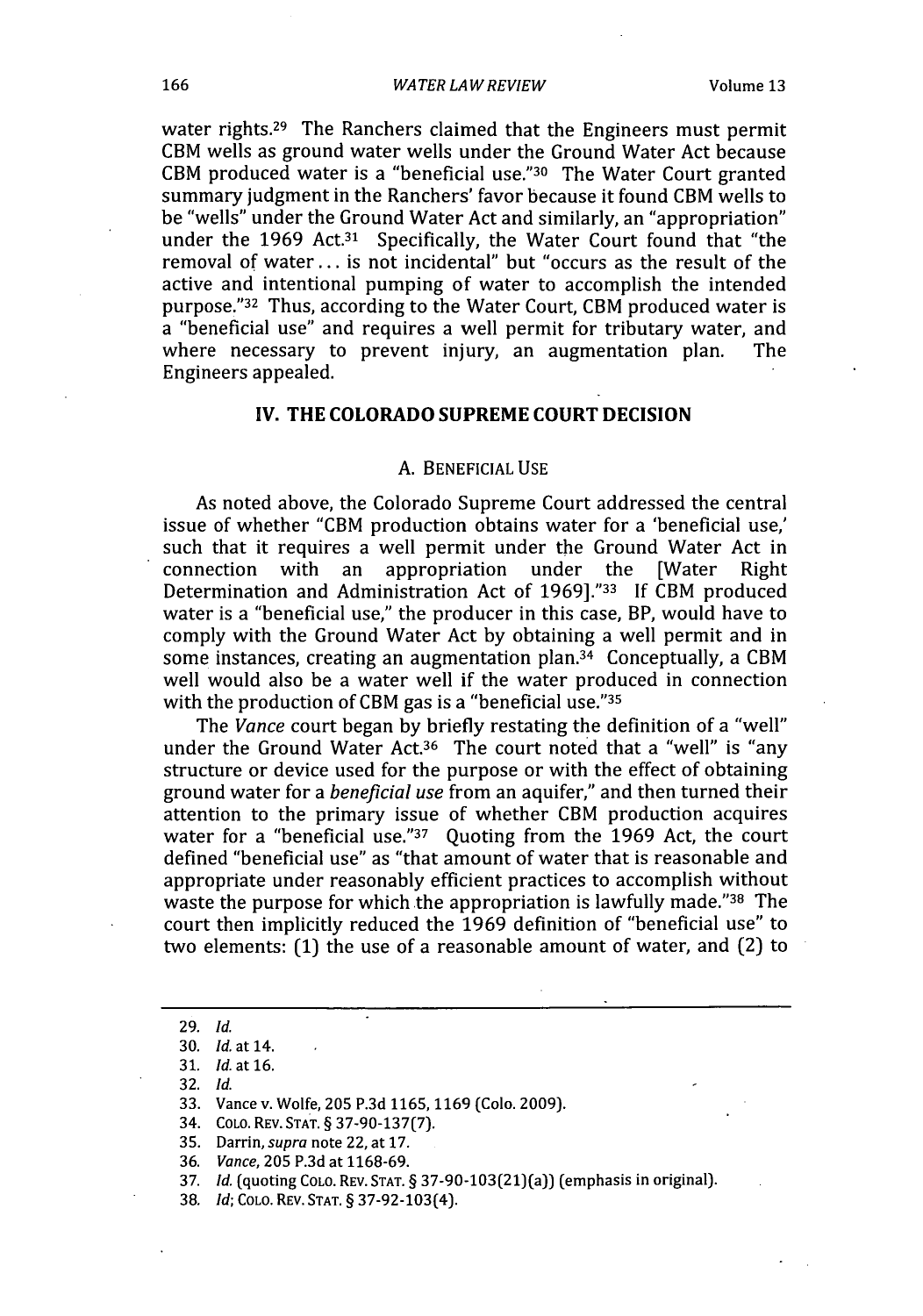water rights.[29] The Ranchers claimed that the Engineers must permit CBM wells as ground water wells under the Ground Water Act because CBM produced water is a "beneficial use."[30] The Water Court granted summary judgment in the Ranchers' favor because it found CBM wells to be "wells" under the Ground Water Act and similarly, an "appropriation" under the 1969 Act.[31] Specifically, the Water Court found that "the removal of water . . . is not incidental" but "occurs as the result of the active and intentional pumping of water to accomplish the intended purpose."[32] Thus, according to the Water Court, CBM produced water is a "beneficial use" and requires a well permit for tributary water, and where necessary to prevent injury, an augmentation plan. The Engineers appealed.

## IV. THE COLORADO SUPREME COURT DECISION

### A. BENEFICIAL USE

As noted above, the Colorado Supreme Court addressed the central issue of whether "CBM production obtains water for a 'beneficial use,' such that it requires a well permit under the Ground Water Act in connection with an appropriation under the [Water Right Determination and Administration Act of 1969]."[33] If CBM produced water is a "beneficial use," the producer in this case, BP, would have to comply with the Ground Water Act by obtaining a well permit and in some instances, creating an augmentation plan.[34] Conceptually, a CBM well would also be a water well if the water produced in connection with the production of CBM gas is a "beneficial use."[35]

The *Vance* court began by briefly restating the definition of a "well" under the Ground Water Act.[36] The court noted that a "well" is "any structure or device used for the purpose or with the effect of obtaining ground water for a *beneficial use* from an aquifer," and then turned their attention to the primary issue of whether CBM production acquires water for a "beneficial use."[37] Quoting from the 1969 Act, the court defined "beneficial use" as "that amount of water that is reasonable and appropriate under reasonably efficient practices to accomplish without waste the purpose for which the appropriation is lawfully made."[38] The court then implicitly reduced the 1969 definition of "beneficial use" to two elements: (1) the use of a reasonable amount of water, and (2) to

---

29. *Id.*
30. *Id.* at 14.
31. *Id.* at 16.
32. *Id.*
33. Vance v. Wolfe, 205 P.3d 1165, 1169 (Colo. 2009).
34. COLO. REV. STAT. § 37-90-137(7).
35. Darrin, *supra* note 22, at 17.
36. *Vance*, 205 P.3d at 1168-69.
37. *Id.* (quoting COLO. REV. STAT. § 37-90-103(21)(a)) (emphasis in original).
38. *Id*; COLO. REV. STAT. § 37-92-103(4).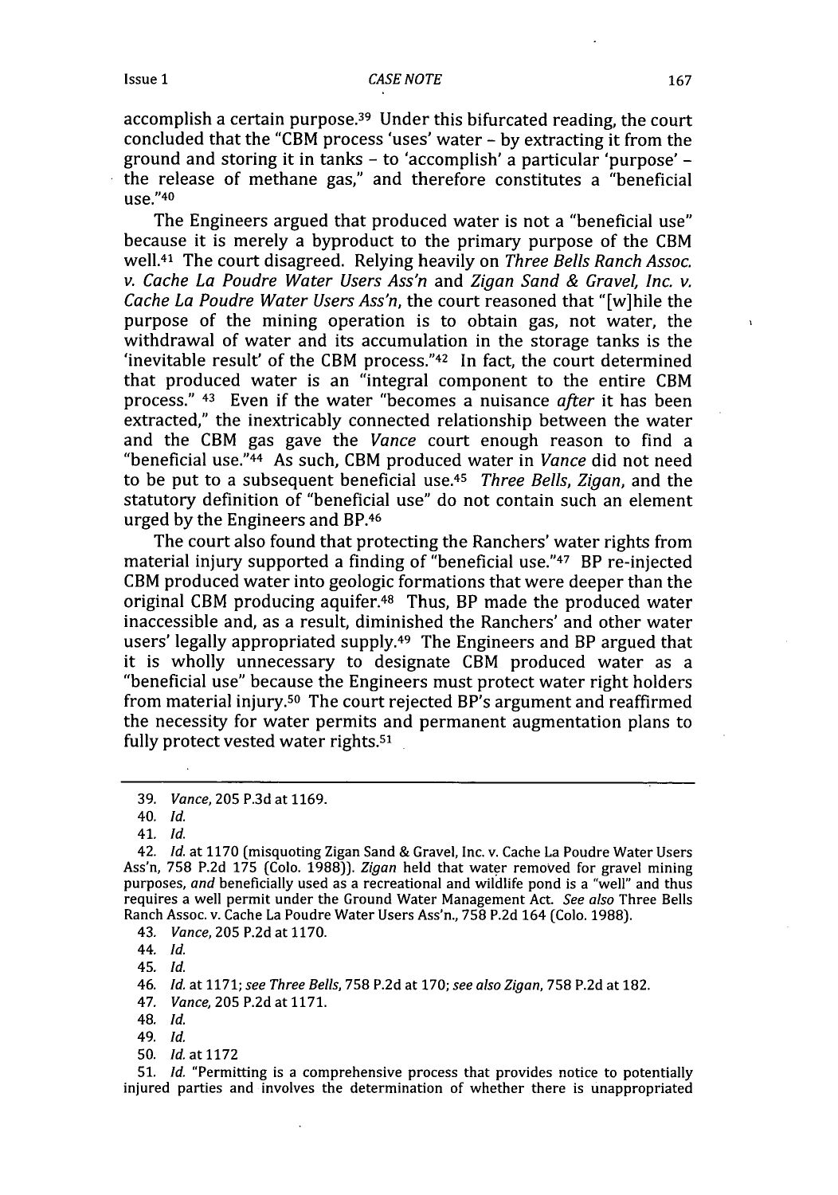accomplish a certain purpose.[39] Under this bifurcated reading, the court concluded that the "CBM process 'uses' water – by extracting it from the ground and storing it in tanks – to 'accomplish' a particular 'purpose' – the release of methane gas," and therefore constitutes a "beneficial use."[40]

The Engineers argued that produced water is not a "beneficial use" because it is merely a byproduct to the primary purpose of the CBM well.[41] The court disagreed. Relying heavily on *Three Bells Ranch Assoc. v. Cache La Poudre Water Users Ass'n* and *Zigan Sand & Gravel, Inc. v. Cache La Poudre Water Users Ass'n*, the court reasoned that "[w]hile the purpose of the mining operation is to obtain gas, not water, the withdrawal of water and its accumulation in the storage tanks is the 'inevitable result' of the CBM process."[42] In fact, the court determined that produced water is an "integral component to the entire CBM process." [43] Even if the water "becomes a nuisance *after* it has been extracted," the inextricably connected relationship between the water and the CBM gas gave the *Vance* court enough reason to find a "beneficial use."[44] As such, CBM produced water in *Vance* did not need to be put to a subsequent beneficial use.[45] *Three Bells*, *Zigan*, and the statutory definition of "beneficial use" do not contain such an element urged by the Engineers and BP.[46]

The court also found that protecting the Ranchers' water rights from material injury supported a finding of "beneficial use."[47] BP re-injected CBM produced water into geologic formations that were deeper than the original CBM producing aquifer.[48] Thus, BP made the produced water inaccessible and, as a result, diminished the Ranchers' and other water users' legally appropriated supply.[49] The Engineers and BP argued that it is wholly unnecessary to designate CBM produced water as a "beneficial use" because the Engineers must protect water right holders from material injury.[50] The court rejected BP's argument and reaffirmed the necessity for water permits and permanent augmentation plans to fully protect vested water rights.[51]

---

39. *Vance*, 205 P.3d at 1169.

40. *Id.*

41. *Id.*

42. *Id.* at 1170 (misquoting Zigan Sand & Gravel, Inc. v. Cache La Poudre Water Users Ass'n, 758 P.2d 175 (Colo. 1988)). *Zigan* held that water removed for gravel mining purposes, *and* beneficially used as a recreational and wildlife pond is a "well" and thus requires a well permit under the Ground Water Management Act. *See also* Three Bells Ranch Assoc. v. Cache La Poudre Water Users Ass'n., 758 P.2d 164 (Colo. 1988).

43. *Vance*, 205 P.2d at 1170.

44. *Id.*

45. *Id.*

46. *Id.* at 1171; *see Three Bells*, 758 P.2d at 170; *see also Zigan*, 758 P.2d at 182.

47. *Vance*, 205 P.2d at 1171.

48. *Id.*

49. *Id.*

50. *Id.* at 1172

51. *Id.* "Permitting is a comprehensive process that provides notice to potentially injured parties and involves the determination of whether there is unappropriated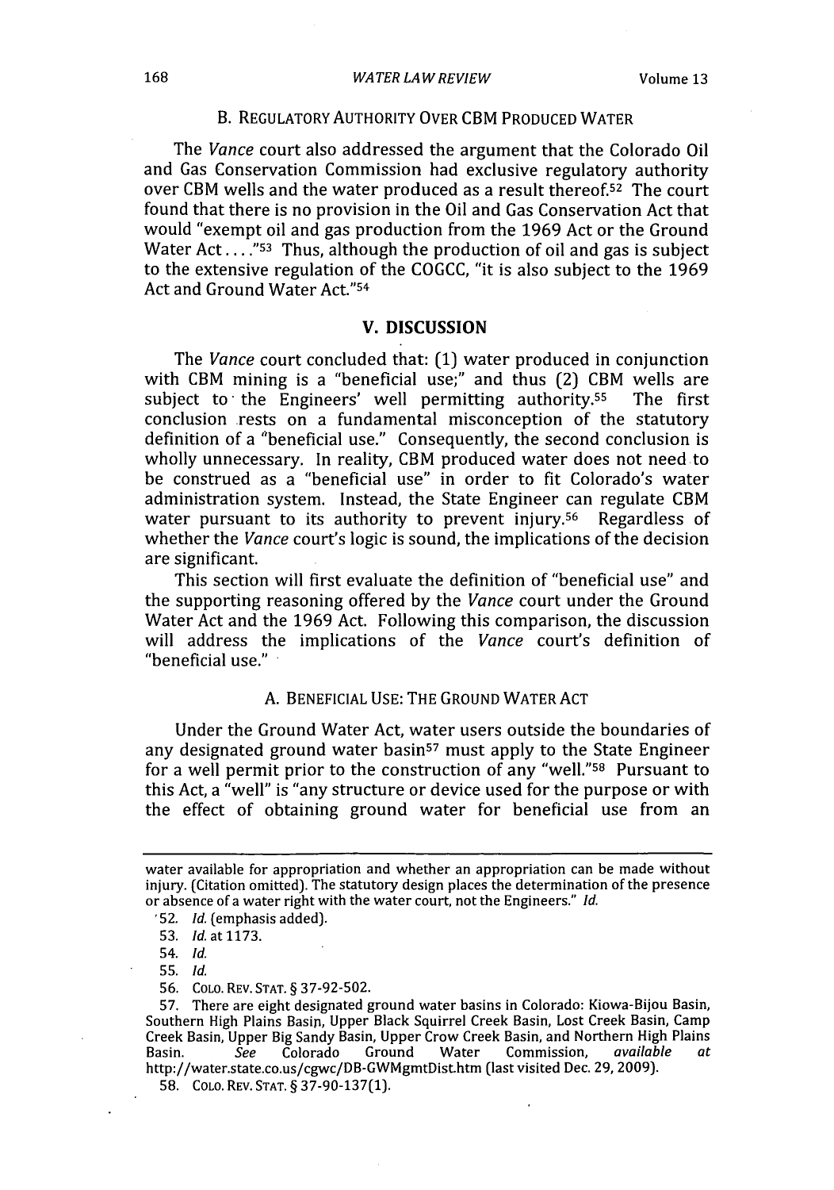### B. REGULATORY AUTHORITY OVER CBM PRODUCED WATER

The *Vance* court also addressed the argument that the Colorado Oil and Gas Conservation Commission had exclusive regulatory authority over CBM wells and the water produced as a result thereof.[52] The court found that there is no provision in the Oil and Gas Conservation Act that would "exempt oil and gas production from the 1969 Act or the Ground Water Act. . . ."[53] Thus, although the production of oil and gas is subject to the extensive regulation of the COGCC, "it is also subject to the 1969 Act and Ground Water Act."[54]

## V. DISCUSSION

The *Vance* court concluded that: (1) water produced in conjunction with CBM mining is a "beneficial use;" and thus (2) CBM wells are subject to the Engineers' well permitting authority.[55] The first conclusion rests on a fundamental misconception of the statutory definition of a "beneficial use." Consequently, the second conclusion is wholly unnecessary. In reality, CBM produced water does not need to be construed as a "beneficial use" in order to fit Colorado's water administration system. Instead, the State Engineer can regulate CBM water pursuant to its authority to prevent injury.[56] Regardless of whether the *Vance* court's logic is sound, the implications of the decision are significant.

This section will first evaluate the definition of "beneficial use" and the supporting reasoning offered by the *Vance* court under the Ground Water Act and the 1969 Act. Following this comparison, the discussion will address the implications of the *Vance* court's definition of "beneficial use."

### A. BENEFICIAL USE: THE GROUND WATER ACT

Under the Ground Water Act, water users outside the boundaries of any designated ground water basin[57] must apply to the State Engineer for a well permit prior to the construction of any "well."[58] Pursuant to this Act, a "well" is "any structure or device used for the purpose or with the effect of obtaining ground water for beneficial use from an

---

water available for appropriation and whether an appropriation can be made without injury. (Citation omitted). The statutory design places the determination of the presence or absence of a water right with the water court, not the Engineers." *Id.*

52. *Id.* (emphasis added).

53. *Id.* at 1173.

54. *Id.*

55. *Id.*

56. COLO. REV. STAT. § 37-92-502.

57. There are eight designated ground water basins in Colorado: Kiowa-Bijou Basin, Southern High Plains Basin, Upper Black Squirrel Creek Basin, Lost Creek Basin, Camp Creek Basin, Upper Big Sandy Basin, Upper Crow Creek Basin, and Northern High Plains Basin. *See* Colorado Ground Water Commission, *available at* http://water.state.co.us/cgwc/DB-GWMgmtDist.htm (last visited Dec. 29, 2009).

58. COLO. REV. STAT. § 37-90-137(1).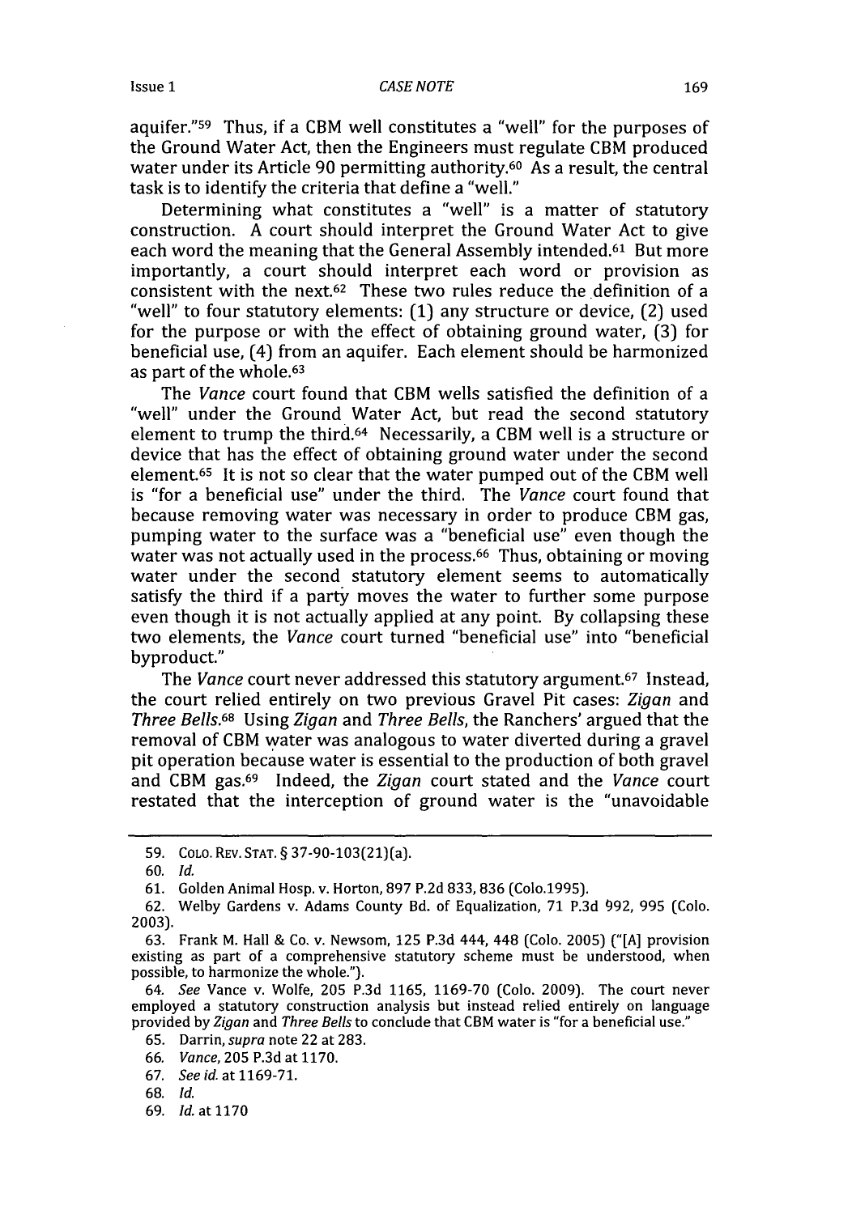aquifer."[59] Thus, if a CBM well constitutes a "well" for the purposes of the Ground Water Act, then the Engineers must regulate CBM produced water under its Article 90 permitting authority.[60] As a result, the central task is to identify the criteria that define a "well."

Determining what constitutes a "well" is a matter of statutory construction. A court should interpret the Ground Water Act to give each word the meaning that the General Assembly intended.[61] But more importantly, a court should interpret each word or provision as consistent with the next.[62] These two rules reduce the definition of a "well" to four statutory elements: (1) any structure or device, (2) used for the purpose or with the effect of obtaining ground water, (3) for beneficial use, (4) from an aquifer. Each element should be harmonized as part of the whole.[63]

The *Vance* court found that CBM wells satisfied the definition of a "well" under the Ground Water Act, but read the second statutory element to trump the third.[64] Necessarily, a CBM well is a structure or device that has the effect of obtaining ground water under the second element.[65] It is not so clear that the water pumped out of the CBM well is "for a beneficial use" under the third. The *Vance* court found that because removing water was necessary in order to produce CBM gas, pumping water to the surface was a "beneficial use" even though the water was not actually used in the process.[66] Thus, obtaining or moving water under the second statutory element seems to automatically satisfy the third if a party moves the water to further some purpose even though it is not actually applied at any point. By collapsing these two elements, the *Vance* court turned "beneficial use" into "beneficial byproduct."

The *Vance* court never addressed this statutory argument.[67] Instead, the court relied entirely on two previous Gravel Pit cases: *Zigan* and *Three Bells*.[68] Using *Zigan* and *Three Bells*, the Ranchers' argued that the removal of CBM water was analogous to water diverted during a gravel pit operation because water is essential to the production of both gravel and CBM gas.[69] Indeed, the *Zigan* court stated and the *Vance* court restated that the interception of ground water is the "unavoidable

---

59. COLO. REV. STAT. § 37-90-103(21)(a).

60. *Id.*

61. Golden Animal Hosp. v. Horton, 897 P.2d 833, 836 (Colo.1995).

62. Welby Gardens v. Adams County Bd. of Equalization, 71 P.3d 992, 995 (Colo. 2003).

63. Frank M. Hall & Co. v. Newsom, 125 P.3d 444, 448 (Colo. 2005) ("[A] provision existing as part of a comprehensive statutory scheme must be understood, when possible, to harmonize the whole.").

64. *See* Vance v. Wolfe, 205 P.3d 1165, 1169-70 (Colo. 2009). The court never employed a statutory construction analysis but instead relied entirely on language provided by *Zigan* and *Three Bells* to conclude that CBM water is "for a beneficial use."

65. Darrin, *supra* note 22 at 283.

66. *Vance*, 205 P.3d at 1170.

67. *See id.* at 1169-71.

68. *Id.*

69. *Id.* at 1170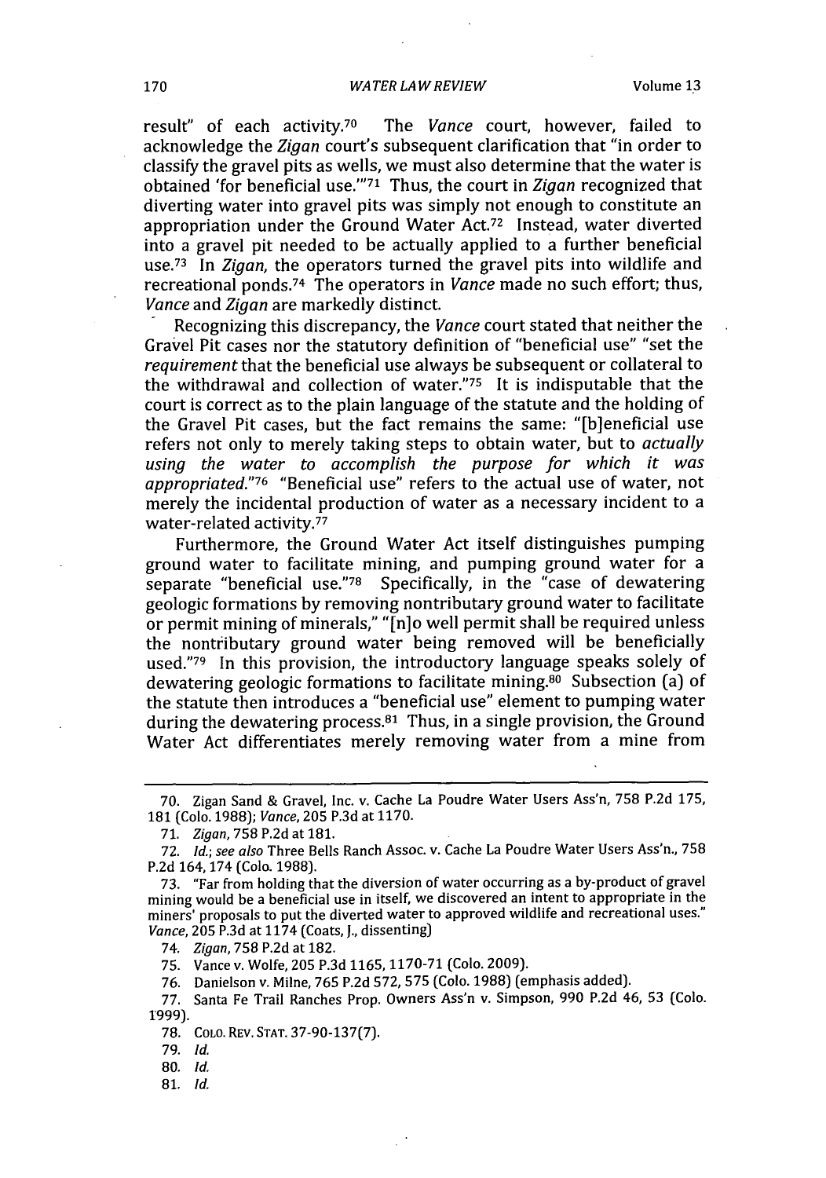result" of each activity.[70] The *Vance* court, however, failed to acknowledge the *Zigan* court's subsequent clarification that "in order to classify the gravel pits as wells, we must also determine that the water is obtained 'for beneficial use.'"[71] Thus, the court in *Zigan* recognized that diverting water into gravel pits was simply not enough to constitute an appropriation under the Ground Water Act.[72] Instead, water diverted into a gravel pit needed to be actually applied to a further beneficial use.[73] In *Zigan,* the operators turned the gravel pits into wildlife and recreational ponds.[74] The operators in *Vance* made no such effort; thus, *Vance* and *Zigan* are markedly distinct.

Recognizing this discrepancy, the *Vance* court stated that neither the Gravel Pit cases nor the statutory definition of "beneficial use" "set the *requirement* that the beneficial use always be subsequent or collateral to the withdrawal and collection of water."[75] It is indisputable that the court is correct as to the plain language of the statute and the holding of the Gravel Pit cases, but the fact remains the same: "[b]eneficial use refers not only to merely taking steps to obtain water, but to *actually using the water to accomplish the purpose for which it was appropriated.*"[76] "Beneficial use" refers to the actual use of water, not merely the incidental production of water as a necessary incident to a water-related activity.[77]

Furthermore, the Ground Water Act itself distinguishes pumping ground water to facilitate mining, and pumping ground water for a separate "beneficial use."[78] Specifically, in the "case of dewatering geologic formations by removing nontributary ground water to facilitate or permit mining of minerals," "[n]o well permit shall be required unless the nontributary ground water being removed will be beneficially used."[79] In this provision, the introductory language speaks solely of dewatering geologic formations to facilitate mining.[80] Subsection (a) of the statute then introduces a "beneficial use" element to pumping water during the dewatering process.[81] Thus, in a single provision, the Ground Water Act differentiates merely removing water from a mine from

---

70. Zigan Sand & Gravel, Inc. v. Cache La Poudre Water Users Ass'n, 758 P.2d 175, 181 (Colo. 1988); *Vance*, 205 P.3d at 1170.

71. *Zigan*, 758 P.2d at 181.

72. *Id.*; *see also* Three Bells Ranch Assoc. v. Cache La Poudre Water Users Ass'n., 758 P.2d 164, 174 (Colo. 1988).

73. "Far from holding that the diversion of water occurring as a by-product of gravel mining would be a beneficial use in itself, we discovered an intent to appropriate in the miners' proposals to put the diverted water to approved wildlife and recreational uses." *Vance*, 205 P.3d at 1174 (Coats, J., dissenting)

74. *Zigan*, 758 P.2d at 182.

75. Vance v. Wolfe, 205 P.3d 1165, 1170-71 (Colo. 2009).

76. Danielson v. Milne, 765 P.2d 572, 575 (Colo. 1988) (emphasis added).

77. Santa Fe Trail Ranches Prop. Owners Ass'n v. Simpson, 990 P.2d 46, 53 (Colo. 1999).

78. COLO. REV. STAT. 37-90-137(7).

79. *Id.*

80. *Id.*

81. *Id.*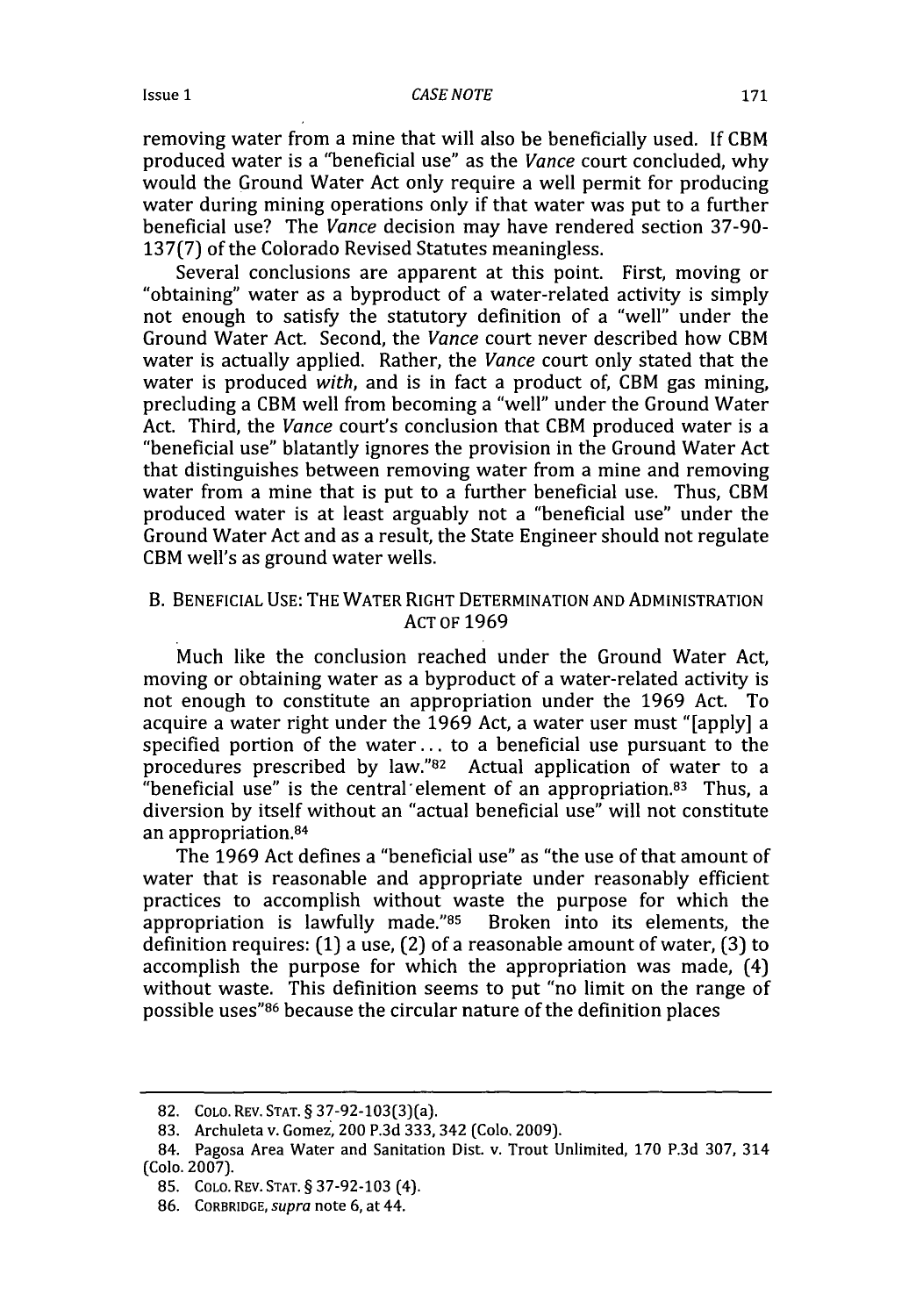removing water from a mine that will also be beneficially used. If CBM produced water is a "beneficial use" as the *Vance* court concluded, why would the Ground Water Act only require a well permit for producing water during mining operations only if that water was put to a further beneficial use? The *Vance* decision may have rendered section 37-90-137(7) of the Colorado Revised Statutes meaningless.

Several conclusions are apparent at this point. First, moving or "obtaining" water as a byproduct of a water-related activity is simply not enough to satisfy the statutory definition of a "well" under the Ground Water Act. Second, the *Vance* court never described how CBM water is actually applied. Rather, the *Vance* court only stated that the water is produced *with*, and is in fact a product of, CBM gas mining, precluding a CBM well from becoming a "well" under the Ground Water Act. Third, the *Vance* court's conclusion that CBM produced water is a "beneficial use" blatantly ignores the provision in the Ground Water Act that distinguishes between removing water from a mine and removing water from a mine that is put to a further beneficial use. Thus, CBM produced water is at least arguably not a "beneficial use" under the Ground Water Act and as a result, the State Engineer should not regulate CBM well's as ground water wells.

## B. BENEFICIAL USE: THE WATER RIGHT DETERMINATION AND ADMINISTRATION ACT OF 1969

Much like the conclusion reached under the Ground Water Act, moving or obtaining water as a byproduct of a water-related activity is not enough to constitute an appropriation under the 1969 Act. To acquire a water right under the 1969 Act, a water user must "[apply] a specified portion of the water... to a beneficial use pursuant to the procedures prescribed by law."[82] Actual application of water to a "beneficial use" is the central element of an appropriation.[83] Thus, a diversion by itself without an "actual beneficial use" will not constitute an appropriation.[84]

The 1969 Act defines a "beneficial use" as "the use of that amount of water that is reasonable and appropriate under reasonably efficient practices to accomplish without waste the purpose for which the appropriation is lawfully made."[85] Broken into its elements, the definition requires: (1) a use, (2) of a reasonable amount of water, (3) to accomplish the purpose for which the appropriation was made, (4) without waste. This definition seems to put "no limit on the range of possible uses"[86] because the circular nature of the definition places

---

82. COLO. REV. STAT. § 37-92-103(3)(a).

83. Archuleta v. Gomez, 200 P.3d 333, 342 (Colo. 2009).

84. Pagosa Area Water and Sanitation Dist. v. Trout Unlimited, 170 P.3d 307, 314 (Colo. 2007).

85. COLO. REV. STAT. § 37-92-103 (4).

86. CORBRIDGE, *supra* note 6, at 44.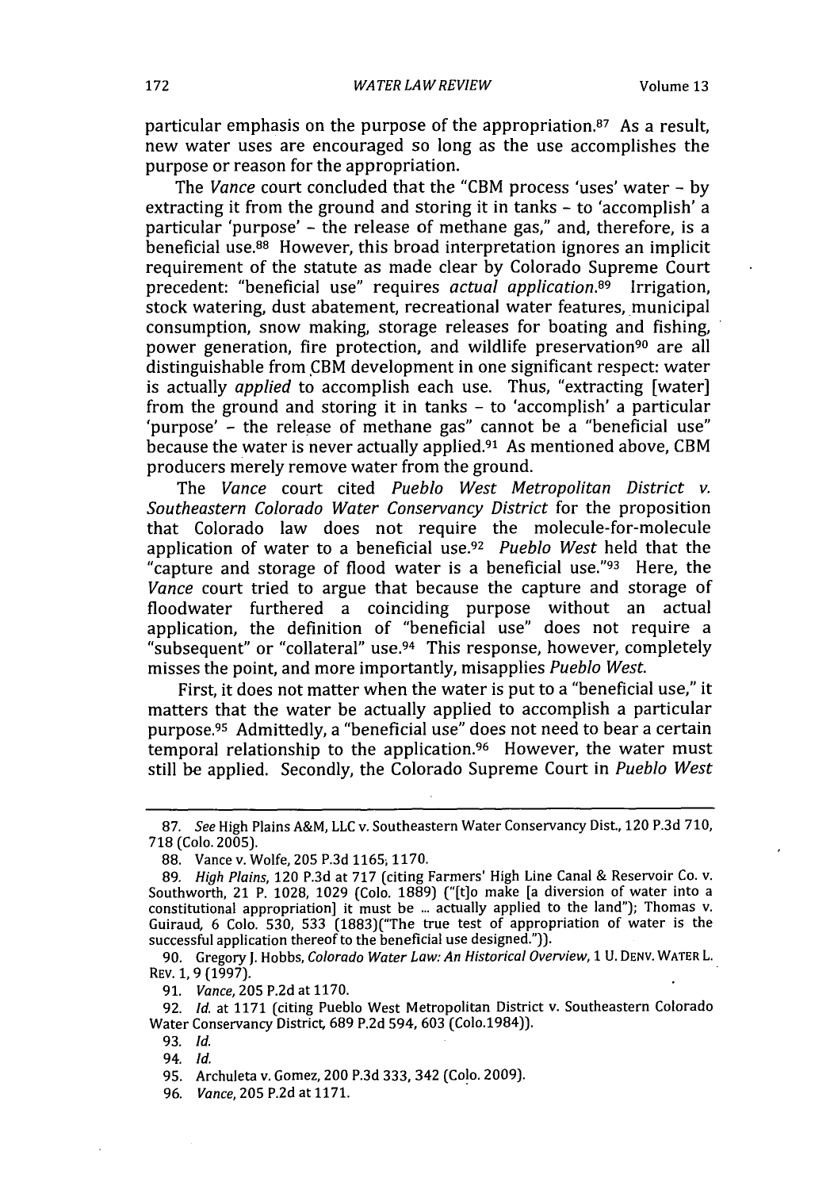particular emphasis on the purpose of the appropriation.[87] As a result, new water uses are encouraged so long as the use accomplishes the purpose or reason for the appropriation.

The *Vance* court concluded that the "CBM process 'uses' water - by extracting it from the ground and storing it in tanks - to 'accomplish' a particular 'purpose' - the release of methane gas," and, therefore, is a beneficial use.[88] However, this broad interpretation ignores an implicit requirement of the statute as made clear by Colorado Supreme Court precedent: "beneficial use" requires *actual application*.[89] Irrigation, stock watering, dust abatement, recreational water features, municipal consumption, snow making, storage releases for boating and fishing, power generation, fire protection, and wildlife preservation[90] are all distinguishable from CBM development in one significant respect: water is actually *applied* to accomplish each use. Thus, "extracting [water] from the ground and storing it in tanks - to 'accomplish' a particular 'purpose' - the release of methane gas" cannot be a "beneficial use" because the water is never actually applied.[91] As mentioned above, CBM producers merely remove water from the ground.

The *Vance* court cited *Pueblo West Metropolitan District v. Southeastern Colorado Water Conservancy District* for the proposition that Colorado law does not require the molecule-for-molecule application of water to a beneficial use.[92] *Pueblo West* held that the "capture and storage of flood water is a beneficial use."[93] Here, the *Vance* court tried to argue that because the capture and storage of floodwater furthered a coinciding purpose without an actual application, the definition of "beneficial use" does not require a "subsequent" or "collateral" use.[94] This response, however, completely misses the point, and more importantly, misapplies *Pueblo West*.

First, it does not matter when the water is put to a "beneficial use," it matters that the water be actually applied to accomplish a particular purpose.[95] Admittedly, a "beneficial use" does not need to bear a certain temporal relationship to the application.[96] However, the water must still be applied. Secondly, the Colorado Supreme Court in *Pueblo West*

---

87. *See* High Plains A&M, LLC v. Southeastern Water Conservancy Dist., 120 P.3d 710, 718 (Colo. 2005).

88. Vance v. Wolfe, 205 P.3d 1165, 1170.

89. *High Plains*, 120 P.3d at 717 (citing Farmers' High Line Canal & Reservoir Co. v. Southworth, 21 P. 1028, 1029 (Colo. 1889) ("[t]o make [a diversion of water into a constitutional appropriation] it must be ... actually applied to the land"); Thomas v. Guiraud, 6 Colo. 530, 533 (1883)("The true test of appropriation of water is the successful application thereof to the beneficial use designed.")).

90. Gregory J. Hobbs, *Colorado Water Law: An Historical Overview*, 1 U. DENV. WATER L. REV. 1, 9 (1997).

91. *Vance*, 205 P.2d at 1170.

92. *Id.* at 1171 (citing Pueblo West Metropolitan District v. Southeastern Colorado Water Conservancy District, 689 P.2d 594, 603 (Colo.1984)).

93. *Id.*

94. *Id.*

95. Archuleta v. Gomez, 200 P.3d 333, 342 (Colo. 2009).

96. *Vance*, 205 P.2d at 1171.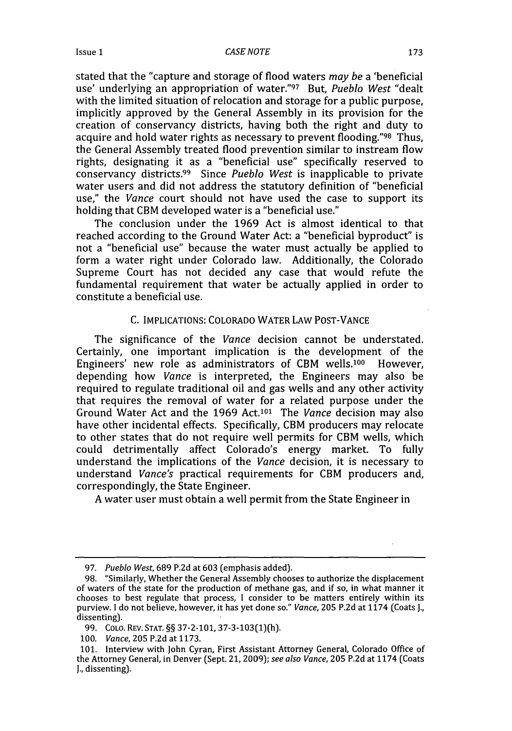stated that the "capture and storage of flood waters *may be* a 'beneficial use' underlying an appropriation of water."[97] But, *Pueblo West* "dealt with the limited situation of relocation and storage for a public purpose, implicitly approved by the General Assembly in its provision for the creation of conservancy districts, having both the right and duty to acquire and hold water rights as necessary to prevent flooding."[98] Thus, the General Assembly treated flood prevention similar to instream flow rights, designating it as a "beneficial use" specifically reserved to conservancy districts.[99] Since *Pueblo West* is inapplicable to private water users and did not address the statutory definition of "beneficial use," the *Vance* court should not have used the case to support its holding that CBM developed water is a "beneficial use."

The conclusion under the 1969 Act is almost identical to that reached according to the Ground Water Act: a "beneficial byproduct" is not a "beneficial use" because the water must actually be applied to form a water right under Colorado law. Additionally, the Colorado Supreme Court has not decided any case that would refute the fundamental requirement that water be actually applied in order to constitute a beneficial use.

### C. IMPLICATIONS: COLORADO WATER LAW POST-VANCE

The significance of the *Vance* decision cannot be understated. Certainly, one important implication is the development of the Engineers' new role as administrators of CBM wells.[100] However, depending how *Vance* is interpreted, the Engineers may also be required to regulate traditional oil and gas wells and any other activity that requires the removal of water for a related purpose under the Ground Water Act and the 1969 Act.[101] The *Vance* decision may also have other incidental effects. Specifically, CBM producers may relocate to other states that do not require well permits for CBM wells, which could detrimentally affect Colorado's energy market. To fully understand the implications of the *Vance* decision, it is necessary to understand *Vance's* practical requirements for CBM producers and, correspondingly, the State Engineer.

A water user must obtain a well permit from the State Engineer in

---

97. *Pueblo West*, 689 P.2d at 603 (emphasis added).

98. "Similarly, Whether the General Assembly chooses to authorize the displacement of waters of the state for the production of methane gas, and if so, in what manner it chooses to best regulate that process, I consider to be matters entirely within its purview. I do not believe, however, it has yet done so." *Vance*, 205 P.2d at 1174 (Coats J., dissenting).

99. COLO. REV. STAT. §§ 37-2-101, 37-3-103(1)(h).

100. *Vance*, 205 P.2d at 1173.

101. Interview with John Cyran, First Assistant Attorney General, Colorado Office of the Attorney General, in Denver (Sept. 21, 2009); *see also Vance*, 205 P.2d at 1174 (Coats J., dissenting).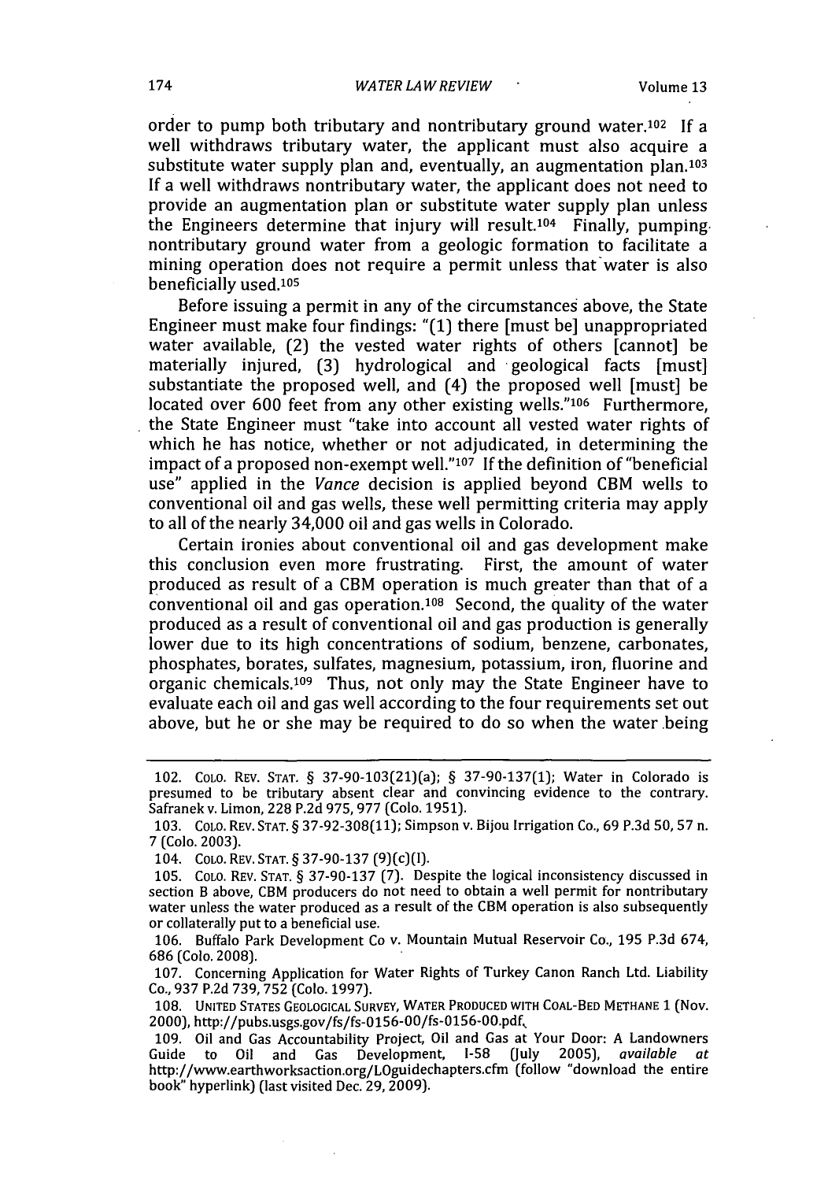order to pump both tributary and nontributary ground water.[102] If a well withdraws tributary water, the applicant must also acquire a substitute water supply plan and, eventually, an augmentation plan.[103] If a well withdraws nontributary water, the applicant does not need to provide an augmentation plan or substitute water supply plan unless the Engineers determine that injury will result.[104] Finally, pumping nontributary ground water from a geologic formation to facilitate a mining operation does not require a permit unless that water is also beneficially used.[105]

Before issuing a permit in any of the circumstances above, the State Engineer must make four findings: "(1) there [must be] unappropriated water available, (2) the vested water rights of others [cannot] be materially injured, (3) hydrological and geological facts [must] substantiate the proposed well, and (4) the proposed well [must] be located over 600 feet from any other existing wells."[106] Furthermore, the State Engineer must "take into account all vested water rights of which he has notice, whether or not adjudicated, in determining the impact of a proposed non-exempt well."[107] If the definition of "beneficial use" applied in the *Vance* decision is applied beyond CBM wells to conventional oil and gas wells, these well permitting criteria may apply to all of the nearly 34,000 oil and gas wells in Colorado.

Certain ironies about conventional oil and gas development make this conclusion even more frustrating. First, the amount of water produced as result of a CBM operation is much greater than that of a conventional oil and gas operation.[108] Second, the quality of the water produced as a result of conventional oil and gas production is generally lower due to its high concentrations of sodium, benzene, carbonates, phosphates, borates, sulfates, magnesium, potassium, iron, fluorine and organic chemicals.[109] Thus, not only may the State Engineer have to evaluate each oil and gas well according to the four requirements set out above, but he or she may be required to do so when the water being

---

102. COLO. REV. STAT. § 37-90-103(21)(a); § 37-90-137(1); Water in Colorado is presumed to be tributary absent clear and convincing evidence to the contrary. Safranek v. Limon, 228 P.2d 975, 977 (Colo. 1951).

103. COLO. REV. STAT. § 37-92-308(11); Simpson v. Bijou Irrigation Co., 69 P.3d 50, 57 n. 7 (Colo. 2003).

104. COLO. REV. STAT. § 37-90-137 (9)(c)(I).

105. COLO. REV. STAT. § 37-90-137 (7). Despite the logical inconsistency discussed in section B above, CBM producers do not need to obtain a well permit for nontributary water unless the water produced as a result of the CBM operation is also subsequently or collaterally put to a beneficial use.

106. Buffalo Park Development Co v. Mountain Mutual Reservoir Co., 195 P.3d 674, 686 (Colo. 2008).

107. Concerning Application for Water Rights of Turkey Canon Ranch Ltd. Liability Co., 937 P.2d 739, 752 (Colo. 1997).

108. UNITED STATES GEOLOGICAL SURVEY, WATER PRODUCED WITH COAL-BED METHANE 1 (Nov. 2000), http://pubs.usgs.gov/fs/fs-0156-00/fs-0156-00.pdf.

109. Oil and Gas Accountability Project, Oil and Gas at Your Door: A Landowners Guide to Oil and Gas Development, I-58 (July 2005), *available at* http://www.earthworksaction.org/LOguidechapters.cfm (follow "download the entire book" hyperlink) (last visited Dec. 29, 2009).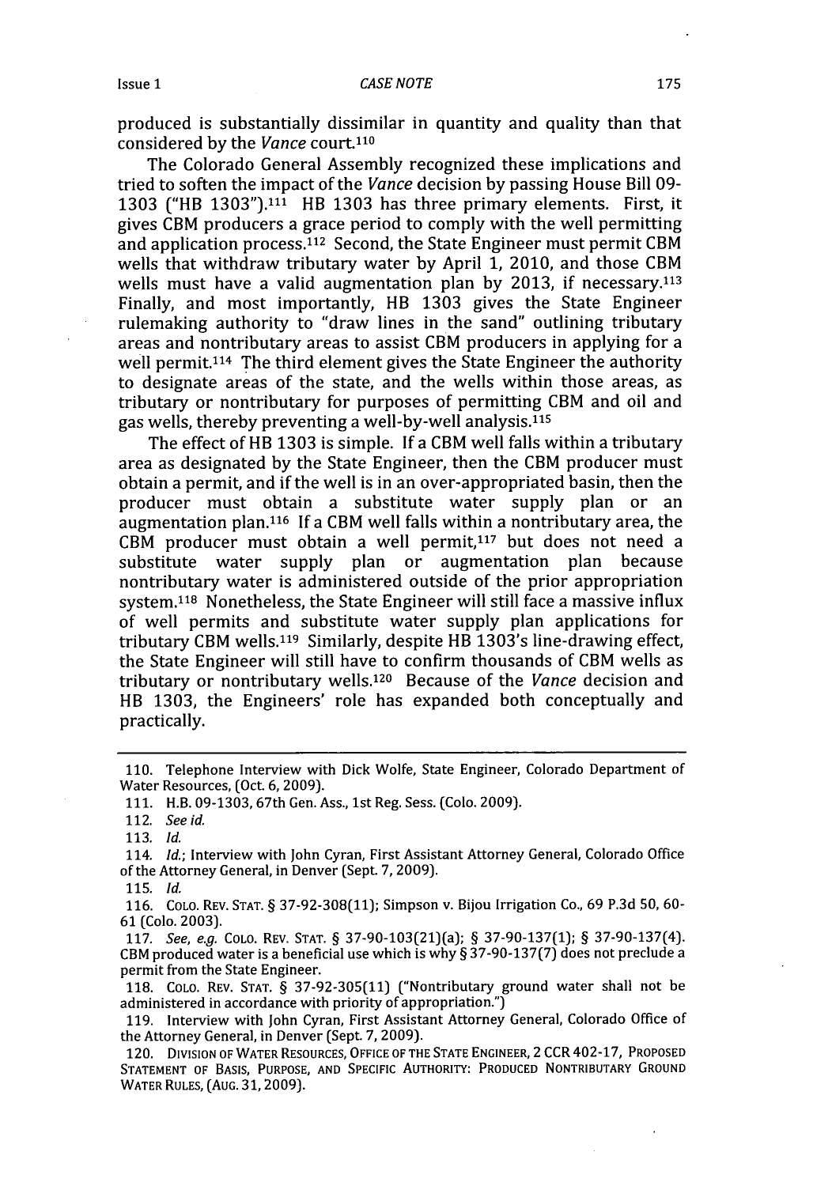produced is substantially dissimilar in quantity and quality than that considered by the *Vance* court.[110]

The Colorado General Assembly recognized these implications and tried to soften the impact of the *Vance* decision by passing House Bill 09-1303 ("HB 1303").[111] HB 1303 has three primary elements. First, it gives CBM producers a grace period to comply with the well permitting and application process.[112] Second, the State Engineer must permit CBM wells that withdraw tributary water by April 1, 2010, and those CBM wells must have a valid augmentation plan by 2013, if necessary.[113] Finally, and most importantly, HB 1303 gives the State Engineer rulemaking authority to "draw lines in the sand" outlining tributary areas and nontributary areas to assist CBM producers in applying for a well permit.[114] The third element gives the State Engineer the authority to designate areas of the state, and the wells within those areas, as tributary or nontributary for purposes of permitting CBM and oil and gas wells, thereby preventing a well-by-well analysis.[115]

The effect of HB 1303 is simple. If a CBM well falls within a tributary area as designated by the State Engineer, then the CBM producer must obtain a permit, and if the well is in an over-appropriated basin, then the producer must obtain a substitute water supply plan or an augmentation plan.[116] If a CBM well falls within a nontributary area, the CBM producer must obtain a well permit,[117] but does not need a substitute water supply plan or augmentation plan because nontributary water is administered outside of the prior appropriation system.[118] Nonetheless, the State Engineer will still face a massive influx of well permits and substitute water supply plan applications for tributary CBM wells.[119] Similarly, despite HB 1303's line-drawing effect, the State Engineer will still have to confirm thousands of CBM wells as tributary or nontributary wells.[120] Because of the *Vance* decision and HB 1303, the Engineers' role has expanded both conceptually and practically.

---

110. Telephone Interview with Dick Wolfe, State Engineer, Colorado Department of Water Resources, (Oct. 6, 2009).

111. H.B. 09-1303, 67th Gen. Ass., 1st Reg. Sess. (Colo. 2009).

112. *See id.*

113. *Id.*

114. *Id.*; Interview with John Cyran, First Assistant Attorney General, Colorado Office of the Attorney General, in Denver (Sept. 7, 2009).

115. *Id.*

116. COLO. REV. STAT. § 37-92-308(11); Simpson v. Bijou Irrigation Co., 69 P.3d 50, 60-61 (Colo. 2003).

117. *See, e.g.* COLO. REV. STAT. § 37-90-103(21)(a); § 37-90-137(1); § 37-90-137(4). CBM produced water is a beneficial use which is why § 37-90-137(7) does not preclude a permit from the State Engineer.

118. COLO. REV. STAT. § 37-92-305(11) ("Nontributary ground water shall not be administered in accordance with priority of appropriation.")

119. Interview with John Cyran, First Assistant Attorney General, Colorado Office of the Attorney General, in Denver (Sept. 7, 2009).

120. DIVISION OF WATER RESOURCES, OFFICE OF THE STATE ENGINEER, 2 CCR 402-17, PROPOSED STATEMENT OF BASIS, PURPOSE, AND SPECIFIC AUTHORITY: PRODUCED NONTRIBUTARY GROUND WATER RULES, (AUG. 31, 2009).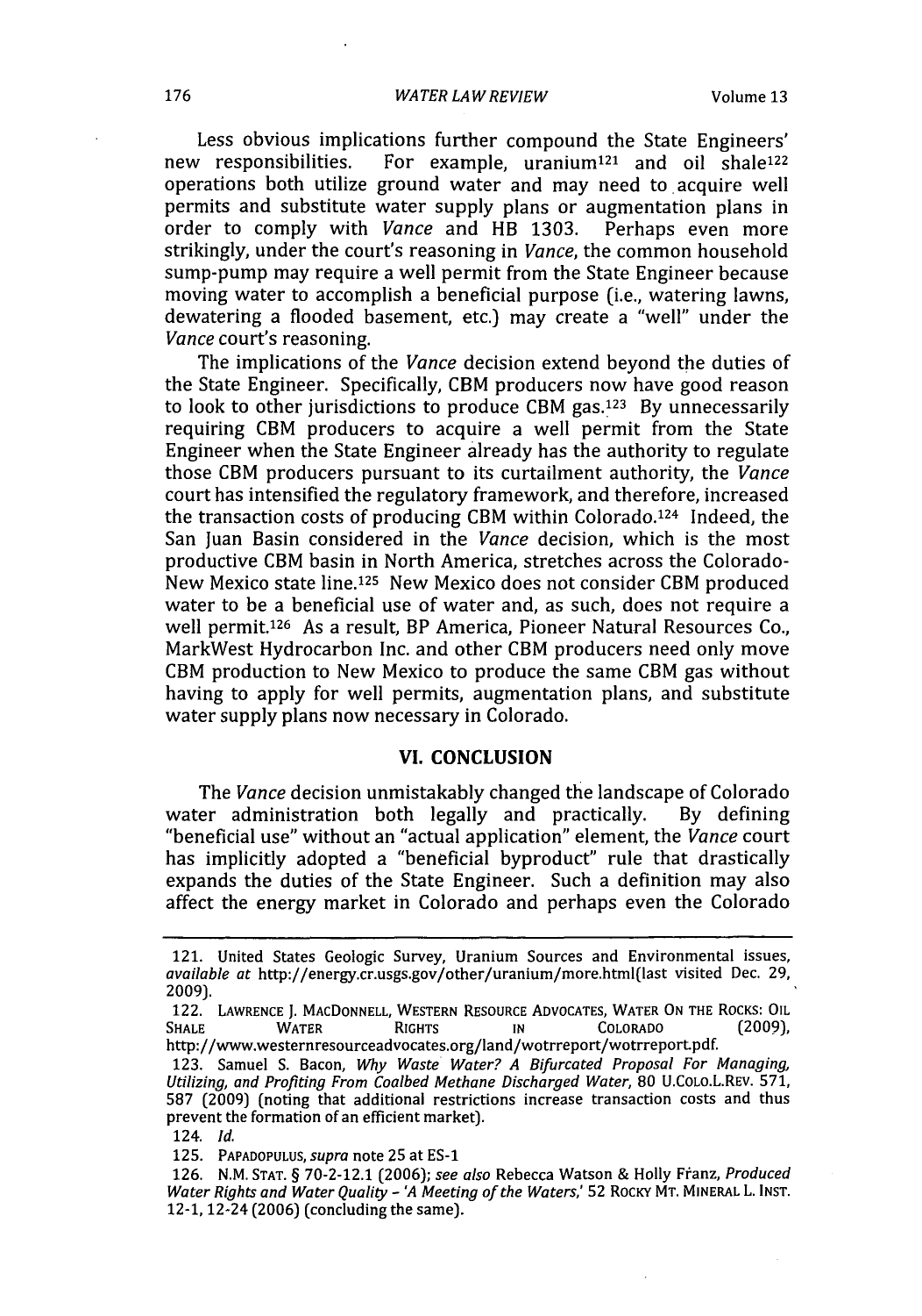Less obvious implications further compound the State Engineers' new responsibilities. For example, uranium[121] and oil shale[122] operations both utilize ground water and may need to acquire well permits and substitute water supply plans or augmentation plans in order to comply with *Vance* and HB 1303. Perhaps even more strikingly, under the court's reasoning in *Vance*, the common household sump-pump may require a well permit from the State Engineer because moving water to accomplish a beneficial purpose (i.e., watering lawns, dewatering a flooded basement, etc.) may create a "well" under the *Vance* court's reasoning.

The implications of the *Vance* decision extend beyond the duties of the State Engineer. Specifically, CBM producers now have good reason to look to other jurisdictions to produce CBM gas.[123] By unnecessarily requiring CBM producers to acquire a well permit from the State Engineer when the State Engineer already has the authority to regulate those CBM producers pursuant to its curtailment authority, the *Vance* court has intensified the regulatory framework, and therefore, increased the transaction costs of producing CBM within Colorado.[124] Indeed, the San Juan Basin considered in the *Vance* decision, which is the most productive CBM basin in North America, stretches across the Colorado-New Mexico state line.[125] New Mexico does not consider CBM produced water to be a beneficial use of water and, as such, does not require a well permit.[126] As a result, BP America, Pioneer Natural Resources Co., MarkWest Hydrocarbon Inc. and other CBM producers need only move CBM production to New Mexico to produce the same CBM gas without having to apply for well permits, augmentation plans, and substitute water supply plans now necessary in Colorado.

## VI. CONCLUSION

The *Vance* decision unmistakably changed the landscape of Colorado water administration both legally and practically. By defining "beneficial use" without an "actual application" element, the *Vance* court has implicitly adopted a "beneficial byproduct" rule that drastically expands the duties of the State Engineer. Such a definition may also affect the energy market in Colorado and perhaps even the Colorado

---

121. United States Geologic Survey, Uranium Sources and Environmental issues, *available at* http://energy.cr.usgs.gov/other/uranium/more.html(last visited Dec. 29, 2009).

122. LAWRENCE J. MACDONNELL, WESTERN RESOURCE ADVOCATES, WATER ON THE ROCKS: OIL SHALE WATER RIGHTS IN COLORADO (2009), http://www.westernresourceadvocates.org/land/wotrreport/wotrreport.pdf.

123. Samuel S. Bacon, *Why Waste Water? A Bifurcated Proposal For Managing, Utilizing, and Profiting From Coalbed Methane Discharged Water*, 80 U.COLO.L.REV. 571, 587 (2009) (noting that additional restrictions increase transaction costs and thus prevent the formation of an efficient market).

124. *Id.*

125. PAPADOPULUS, *supra* note 25 at ES-1

126. N.M. STAT. § 70-2-12.1 (2006); *see also* Rebecca Watson & Holly Franz, *Produced Water Rights and Water Quality - 'A Meeting of the Waters,'* 52 ROCKY MT. MINERAL L. INST. 12-1, 12-24 (2006) (concluding the same).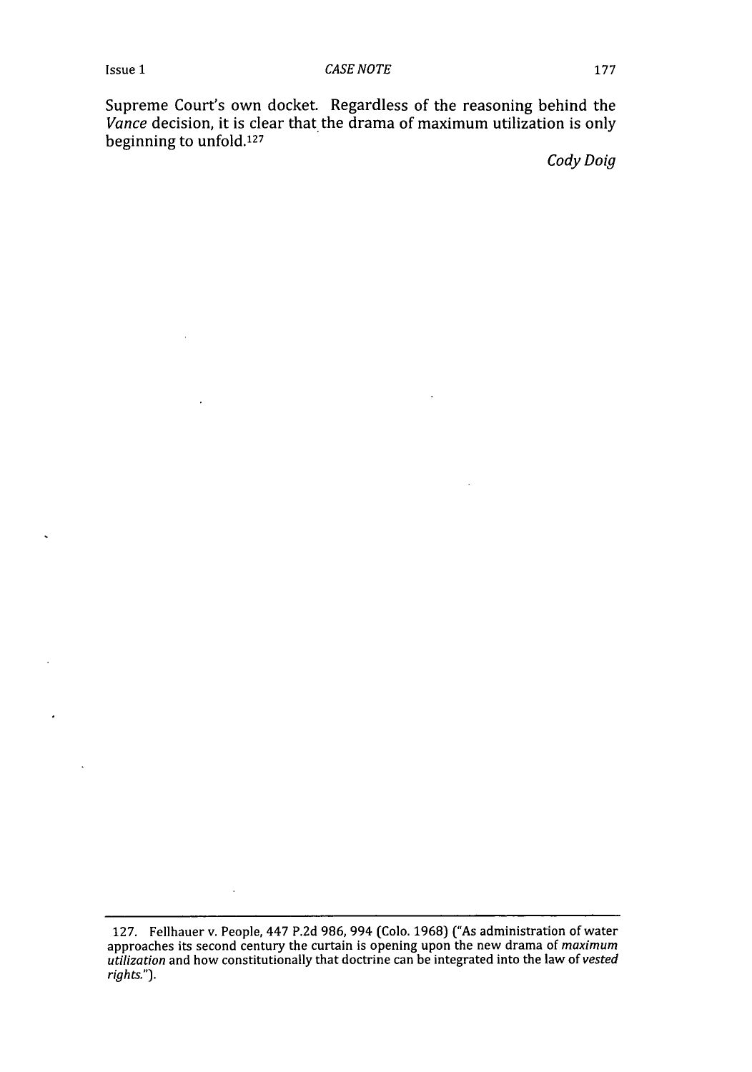Supreme Court's own docket. Regardless of the reasoning behind the *Vance* decision, it is clear that the drama of maximum utilization is only beginning to unfold.[127]

*Cody Doig*

---

127. Fellhauer v. People, 447 P.2d 986, 994 (Colo. 1968) ("As administration of water approaches its second century the curtain is opening upon the new drama of *maximum utilization* and how constitutionally that doctrine can be integrated into the law of *vested rights*.").